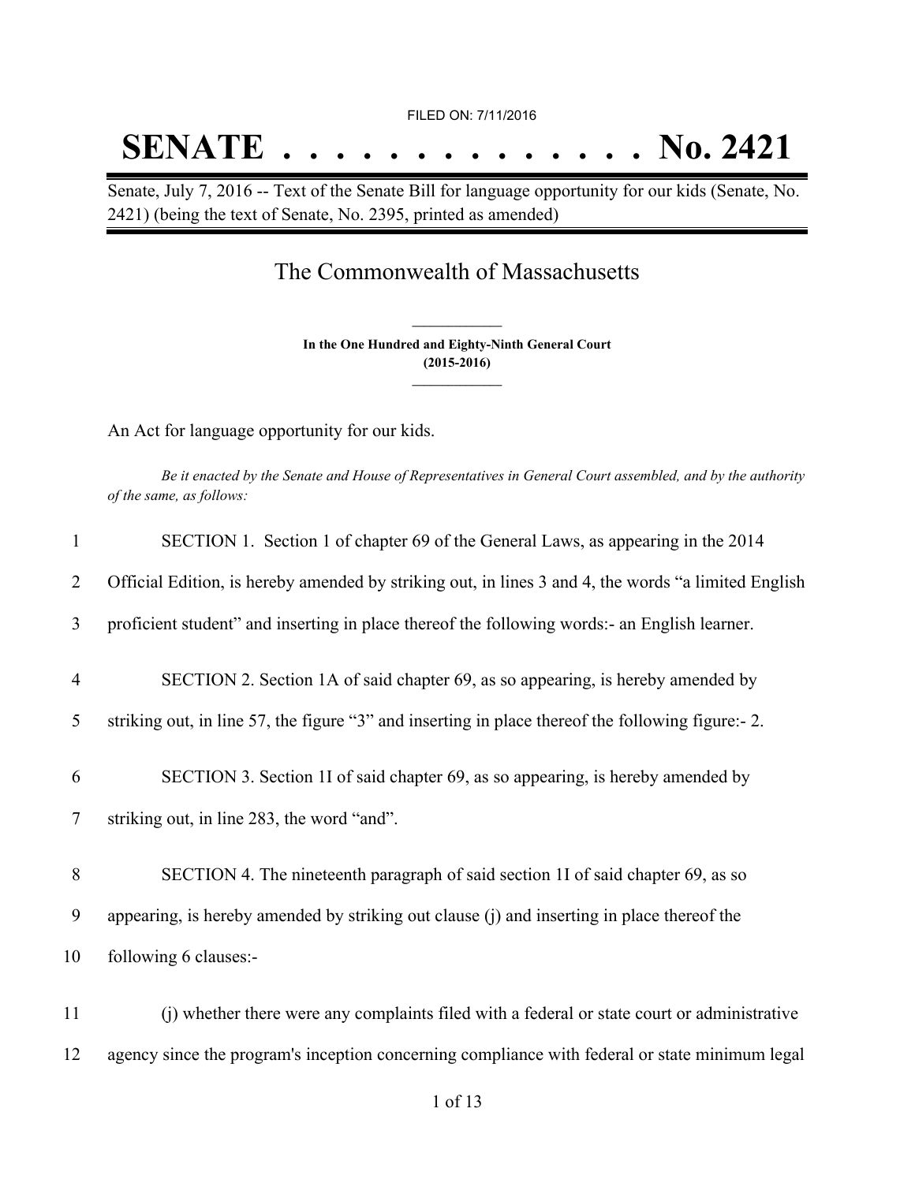FILED ON: 7/11/2016

# SENATE . . . . . . . . . . . . . . No. 2421

Senate, July 7, 2016 -- Text of the Senate Bill for language opportunity for our kids (Senate, No. 2421) (being the text of Senate, No. 2395, printed as amended)

## The Commonwealth of Massachusetts

**In the One Hundred and Eighty-Ninth General Court (2015-2016)**

An Act for language opportunity for our kids.

*Be it enacted by the Senate and House of Representatives in General Court assembled, and by the authority of the same, as follows:*

1 SECTION 1. Section 1 of chapter 69 of the General Laws, as appearing in the 2014
2 Official Edition, is hereby amended by striking out, in lines 3 and 4, the words "a limited English
3 proficient student" and inserting in place thereof the following words:- an English learner.

4 SECTION 2. Section 1A of said chapter 69, as so appearing, is hereby amended by
5 striking out, in line 57, the figure "3" and inserting in place thereof the following figure:- 2.

6 SECTION 3. Section 1I of said chapter 69, as so appearing, is hereby amended by
7 striking out, in line 283, the word "and".

8 SECTION 4. The nineteenth paragraph of said section 1I of said chapter 69, as so
9 appearing, is hereby amended by striking out clause (j) and inserting in place thereof the
10 following 6 clauses:-

11 (j) whether there were any complaints filed with a federal or state court or administrative
12 agency since the program's inception concerning compliance with federal or state minimum legal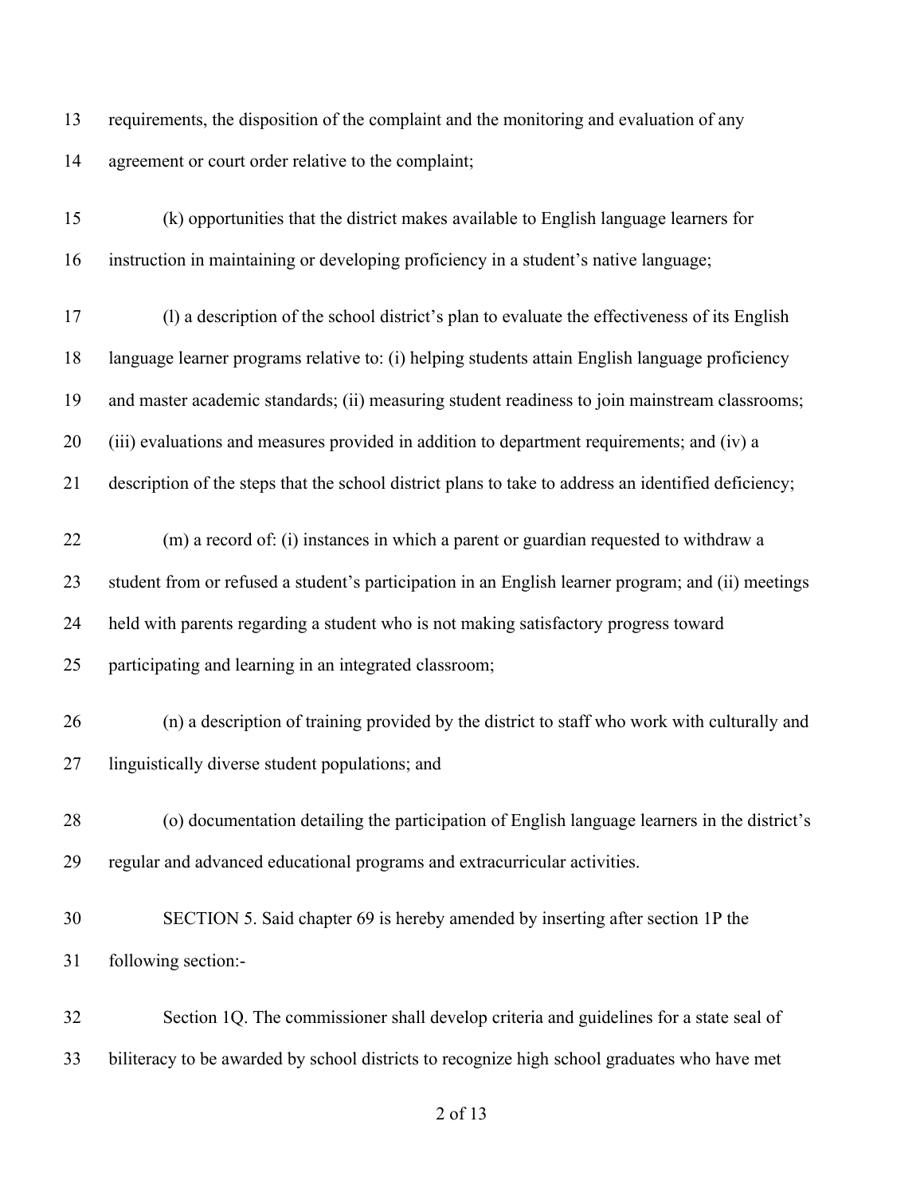requirements, the disposition of the complaint and the monitoring and evaluation of any agreement or court order relative to the complaint;

(k) opportunities that the district makes available to English language learners for instruction in maintaining or developing proficiency in a student's native language;

(l) a description of the school district's plan to evaluate the effectiveness of its English language learner programs relative to: (i) helping students attain English language proficiency and master academic standards; (ii) measuring student readiness to join mainstream classrooms; (iii) evaluations and measures provided in addition to department requirements; and (iv) a description of the steps that the school district plans to take to address an identified deficiency;

(m) a record of: (i) instances in which a parent or guardian requested to withdraw a student from or refused a student's participation in an English learner program; and (ii) meetings held with parents regarding a student who is not making satisfactory progress toward participating and learning in an integrated classroom;

(n) a description of training provided by the district to staff who work with culturally and linguistically diverse student populations; and

(o) documentation detailing the participation of English language learners in the district's regular and advanced educational programs and extracurricular activities.

SECTION 5. Said chapter 69 is hereby amended by inserting after section 1P the following section:-

Section 1Q. The commissioner shall develop criteria and guidelines for a state seal of biliteracy to be awarded by school districts to recognize high school graduates who have met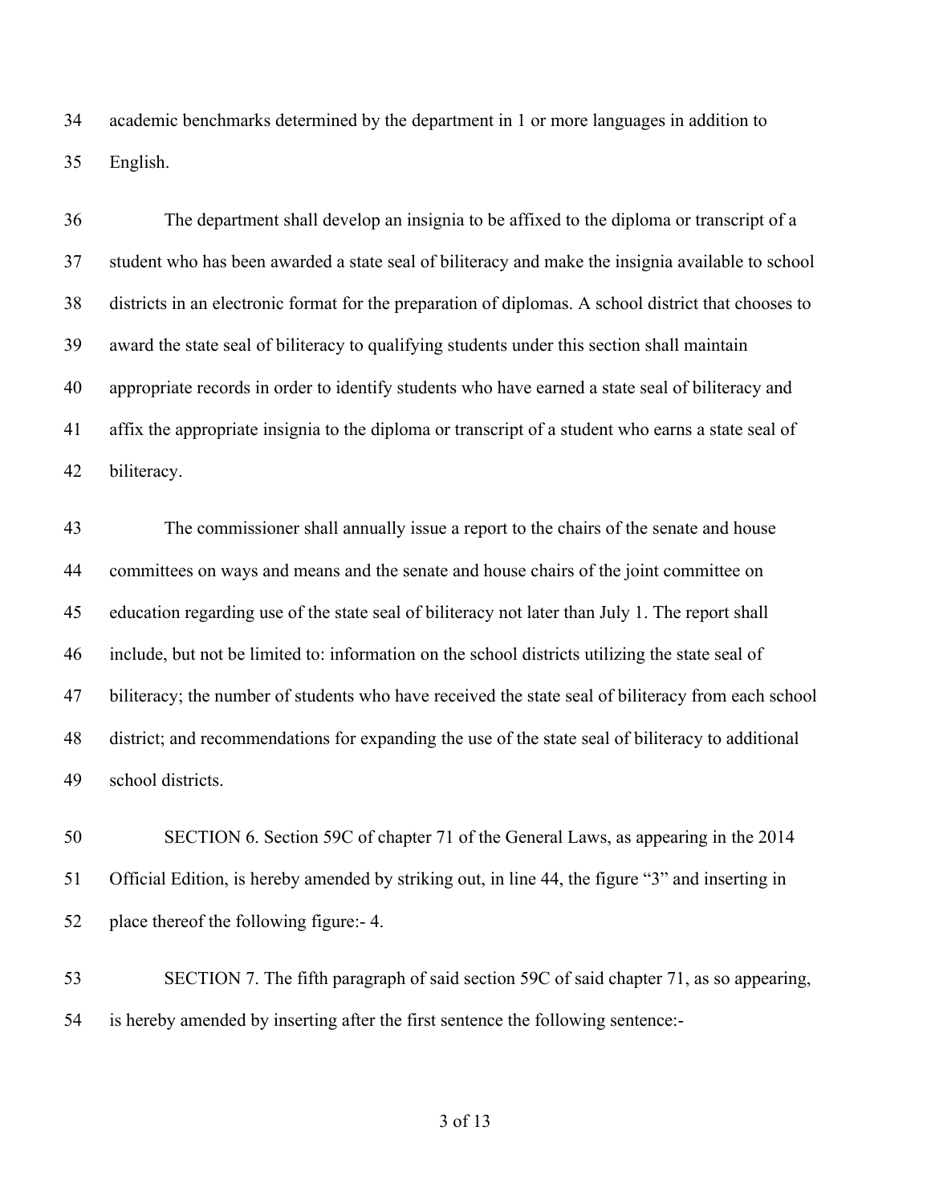academic benchmarks determined by the department in 1 or more languages in addition to English.

The department shall develop an insignia to be affixed to the diploma or transcript of a student who has been awarded a state seal of biliteracy and make the insignia available to school districts in an electronic format for the preparation of diplomas. A school district that chooses to award the state seal of biliteracy to qualifying students under this section shall maintain appropriate records in order to identify students who have earned a state seal of biliteracy and affix the appropriate insignia to the diploma or transcript of a student who earns a state seal of biliteracy.

The commissioner shall annually issue a report to the chairs of the senate and house committees on ways and means and the senate and house chairs of the joint committee on education regarding use of the state seal of biliteracy not later than July 1. The report shall include, but not be limited to: information on the school districts utilizing the state seal of biliteracy; the number of students who have received the state seal of biliteracy from each school district; and recommendations for expanding the use of the state seal of biliteracy to additional school districts.

SECTION 6. Section 59C of chapter 71 of the General Laws, as appearing in the 2014 Official Edition, is hereby amended by striking out, in line 44, the figure "3" and inserting in place thereof the following figure:- 4.

SECTION 7. The fifth paragraph of said section 59C of said chapter 71, as so appearing, is hereby amended by inserting after the first sentence the following sentence:-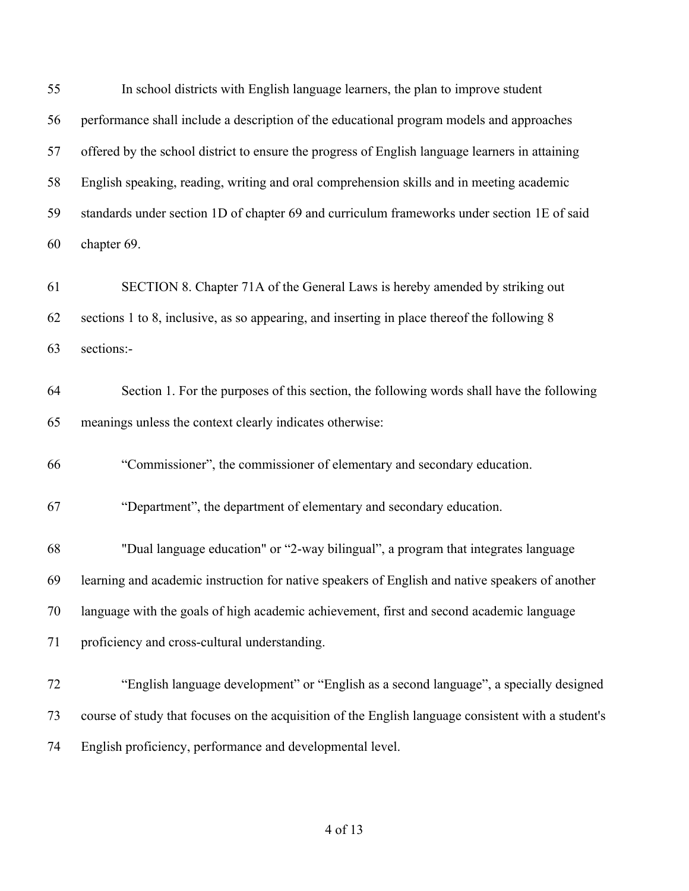In school districts with English language learners, the plan to improve student performance shall include a description of the educational program models and approaches offered by the school district to ensure the progress of English language learners in attaining English speaking, reading, writing and oral comprehension skills and in meeting academic standards under section 1D of chapter 69 and curriculum frameworks under section 1E of said chapter 69.

SECTION 8. Chapter 71A of the General Laws is hereby amended by striking out sections 1 to 8, inclusive, as so appearing, and inserting in place thereof the following 8 sections:-

Section 1. For the purposes of this section, the following words shall have the following meanings unless the context clearly indicates otherwise:

“Commissioner”, the commissioner of elementary and secondary education.

“Department”, the department of elementary and secondary education.

"Dual language education" or “2-way bilingual”, a program that integrates language learning and academic instruction for native speakers of English and native speakers of another language with the goals of high academic achievement, first and second academic language proficiency and cross-cultural understanding.

“English language development” or “English as a second language”, a specially designed course of study that focuses on the acquisition of the English language consistent with a student's English proficiency, performance and developmental level.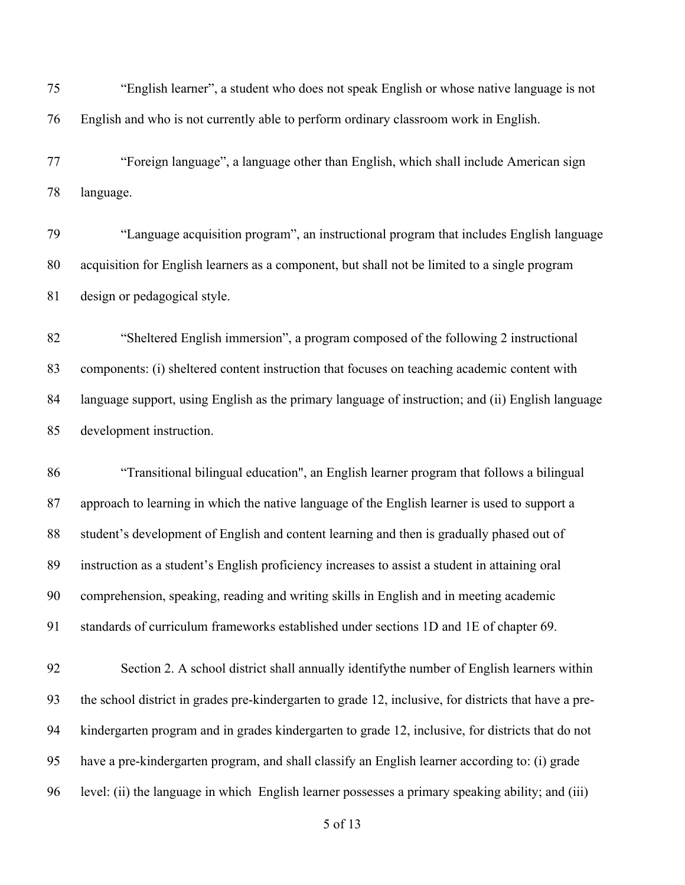"English learner", a student who does not speak English or whose native language is not English and who is not currently able to perform ordinary classroom work in English.

"Foreign language", a language other than English, which shall include American sign language.

"Language acquisition program", an instructional program that includes English language acquisition for English learners as a component, but shall not be limited to a single program design or pedagogical style.

"Sheltered English immersion", a program composed of the following 2 instructional components: (i) sheltered content instruction that focuses on teaching academic content with language support, using English as the primary language of instruction; and (ii) English language development instruction.

"Transitional bilingual education", an English learner program that follows a bilingual approach to learning in which the native language of the English learner is used to support a student's development of English and content learning and then is gradually phased out of instruction as a student's English proficiency increases to assist a student in attaining oral comprehension, speaking, reading and writing skills in English and in meeting academic standards of curriculum frameworks established under sections 1D and 1E of chapter 69.

Section 2. A school district shall annually identifythe number of English learners within the school district in grades pre-kindergarten to grade 12, inclusive, for districts that have a pre-kindergarten program and in grades kindergarten to grade 12, inclusive, for districts that do not have a pre-kindergarten program, and shall classify an English learner according to: (i) grade level: (ii) the language in which English learner possesses a primary speaking ability; and (iii)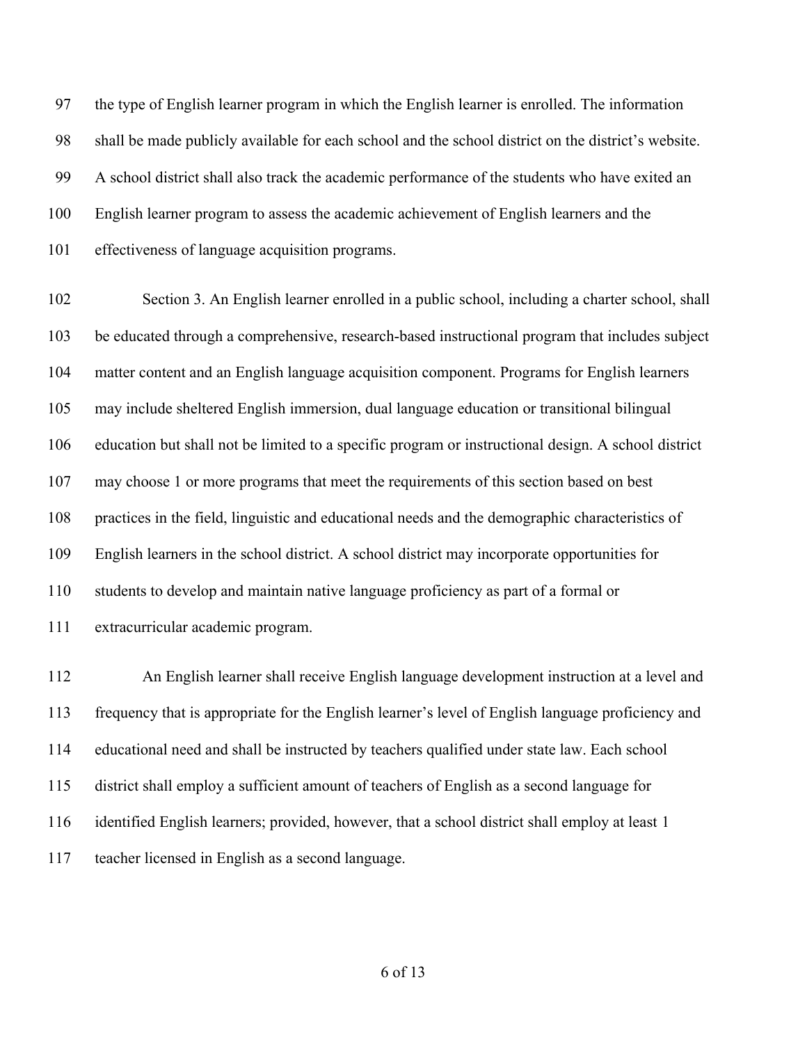the type of English learner program in which the English learner is enrolled. The information shall be made publicly available for each school and the school district on the district's website. A school district shall also track the academic performance of the students who have exited an English learner program to assess the academic achievement of English learners and the effectiveness of language acquisition programs.

Section 3. An English learner enrolled in a public school, including a charter school, shall be educated through a comprehensive, research-based instructional program that includes subject matter content and an English language acquisition component. Programs for English learners may include sheltered English immersion, dual language education or transitional bilingual education but shall not be limited to a specific program or instructional design. A school district may choose 1 or more programs that meet the requirements of this section based on best practices in the field, linguistic and educational needs and the demographic characteristics of English learners in the school district. A school district may incorporate opportunities for students to develop and maintain native language proficiency as part of a formal or extracurricular academic program.

An English learner shall receive English language development instruction at a level and frequency that is appropriate for the English learner's level of English language proficiency and educational need and shall be instructed by teachers qualified under state law. Each school district shall employ a sufficient amount of teachers of English as a second language for identified English learners; provided, however, that a school district shall employ at least 1 teacher licensed in English as a second language.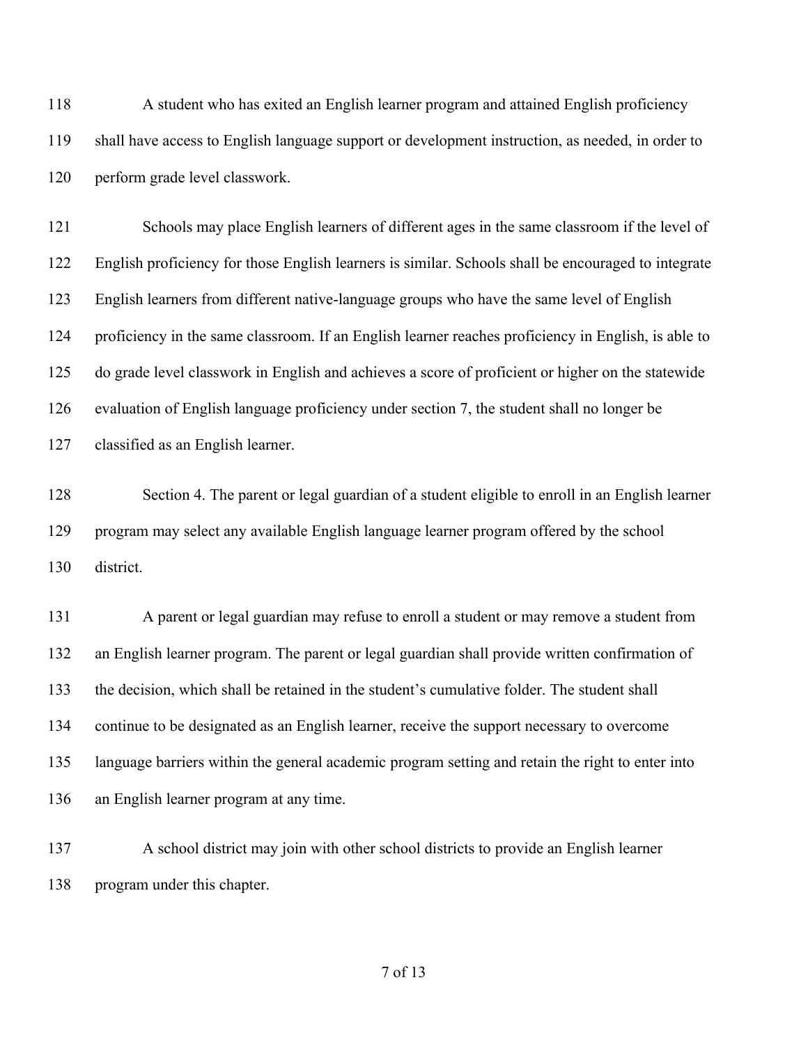A student who has exited an English learner program and attained English proficiency shall have access to English language support or development instruction, as needed, in order to perform grade level classwork.

Schools may place English learners of different ages in the same classroom if the level of English proficiency for those English learners is similar. Schools shall be encouraged to integrate English learners from different native-language groups who have the same level of English proficiency in the same classroom. If an English learner reaches proficiency in English, is able to do grade level classwork in English and achieves a score of proficient or higher on the statewide evaluation of English language proficiency under section 7, the student shall no longer be classified as an English learner.

Section 4. The parent or legal guardian of a student eligible to enroll in an English learner program may select any available English language learner program offered by the school district.

A parent or legal guardian may refuse to enroll a student or may remove a student from an English learner program. The parent or legal guardian shall provide written confirmation of the decision, which shall be retained in the student's cumulative folder. The student shall continue to be designated as an English learner, receive the support necessary to overcome language barriers within the general academic program setting and retain the right to enter into an English learner program at any time.

A school district may join with other school districts to provide an English learner program under this chapter.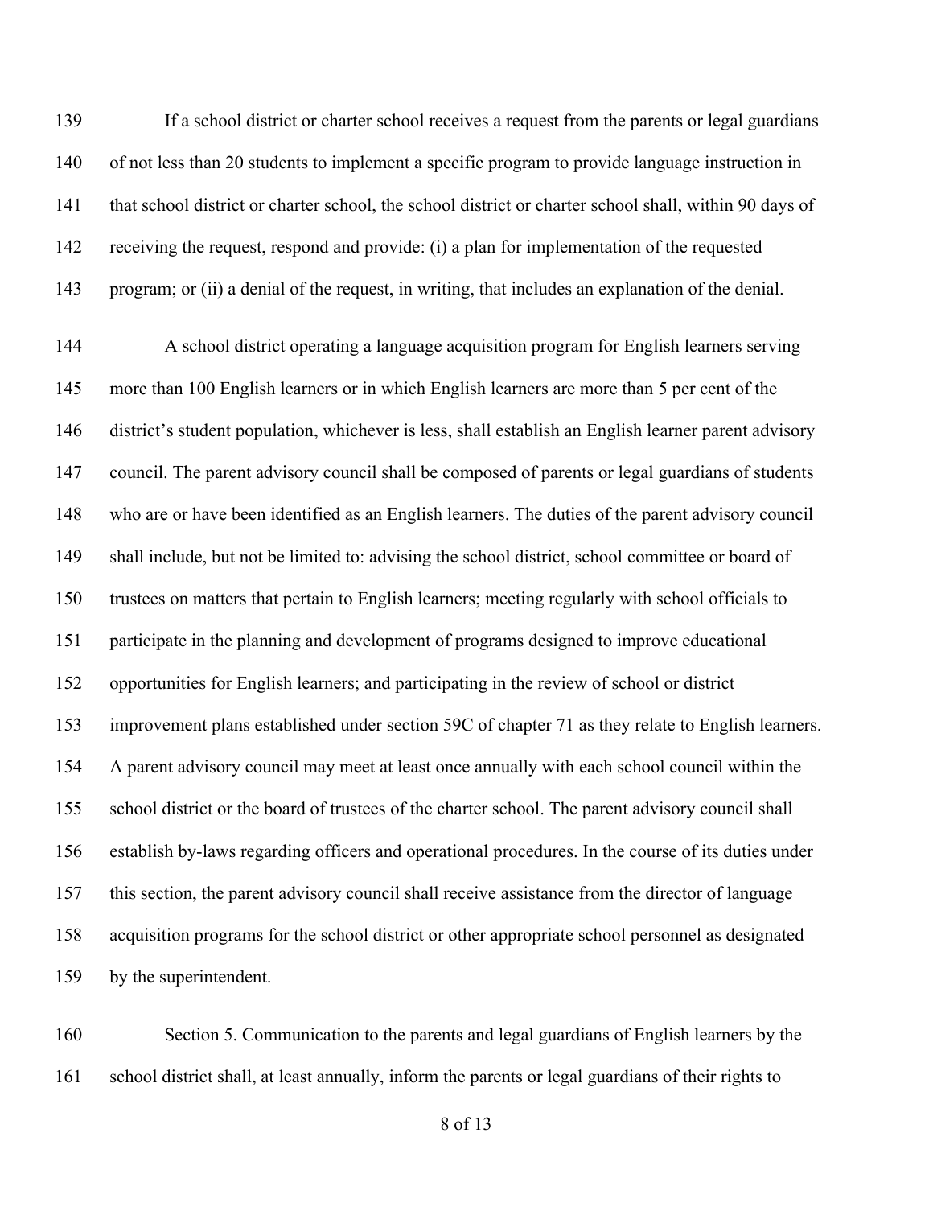If a school district or charter school receives a request from the parents or legal guardians of not less than 20 students to implement a specific program to provide language instruction in that school district or charter school, the school district or charter school shall, within 90 days of receiving the request, respond and provide: (i) a plan for implementation of the requested program; or (ii) a denial of the request, in writing, that includes an explanation of the denial.

A school district operating a language acquisition program for English learners serving more than 100 English learners or in which English learners are more than 5 per cent of the district's student population, whichever is less, shall establish an English learner parent advisory council. The parent advisory council shall be composed of parents or legal guardians of students who are or have been identified as an English learners. The duties of the parent advisory council shall include, but not be limited to: advising the school district, school committee or board of trustees on matters that pertain to English learners; meeting regularly with school officials to participate in the planning and development of programs designed to improve educational opportunities for English learners; and participating in the review of school or district improvement plans established under section 59C of chapter 71 as they relate to English learners. A parent advisory council may meet at least once annually with each school council within the school district or the board of trustees of the charter school. The parent advisory council shall establish by-laws regarding officers and operational procedures. In the course of its duties under this section, the parent advisory council shall receive assistance from the director of language acquisition programs for the school district or other appropriate school personnel as designated by the superintendent.

Section 5. Communication to the parents and legal guardians of English learners by the school district shall, at least annually, inform the parents or legal guardians of their rights to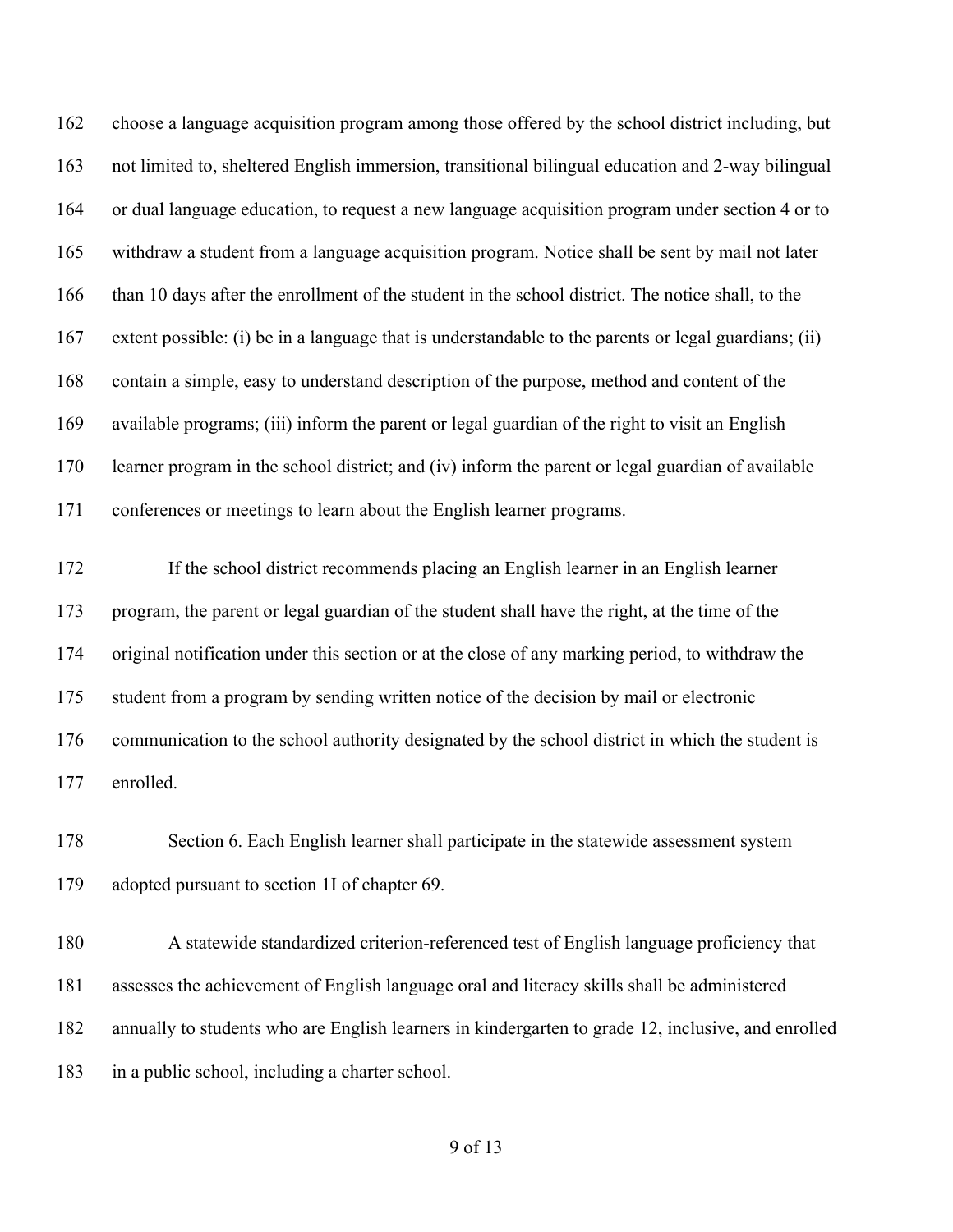choose a language acquisition program among those offered by the school district including, but not limited to, sheltered English immersion, transitional bilingual education and 2-way bilingual or dual language education, to request a new language acquisition program under section 4 or to withdraw a student from a language acquisition program. Notice shall be sent by mail not later than 10 days after the enrollment of the student in the school district. The notice shall, to the extent possible: (i) be in a language that is understandable to the parents or legal guardians; (ii) contain a simple, easy to understand description of the purpose, method and content of the available programs; (iii) inform the parent or legal guardian of the right to visit an English learner program in the school district; and (iv) inform the parent or legal guardian of available conferences or meetings to learn about the English learner programs.

If the school district recommends placing an English learner in an English learner program, the parent or legal guardian of the student shall have the right, at the time of the original notification under this section or at the close of any marking period, to withdraw the student from a program by sending written notice of the decision by mail or electronic communication to the school authority designated by the school district in which the student is enrolled.

Section 6. Each English learner shall participate in the statewide assessment system adopted pursuant to section 1I of chapter 69.

A statewide standardized criterion-referenced test of English language proficiency that assesses the achievement of English language oral and literacy skills shall be administered annually to students who are English learners in kindergarten to grade 12, inclusive, and enrolled in a public school, including a charter school.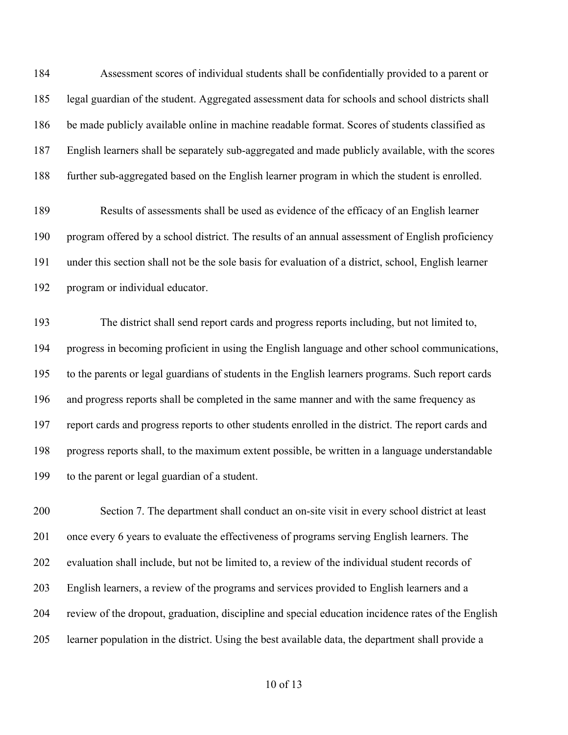Assessment scores of individual students shall be confidentially provided to a parent or legal guardian of the student. Aggregated assessment data for schools and school districts shall be made publicly available online in machine readable format. Scores of students classified as English learners shall be separately sub-aggregated and made publicly available, with the scores further sub-aggregated based on the English learner program in which the student is enrolled.

Results of assessments shall be used as evidence of the efficacy of an English learner program offered by a school district. The results of an annual assessment of English proficiency under this section shall not be the sole basis for evaluation of a district, school, English learner program or individual educator.

The district shall send report cards and progress reports including, but not limited to, progress in becoming proficient in using the English language and other school communications, to the parents or legal guardians of students in the English learners programs. Such report cards and progress reports shall be completed in the same manner and with the same frequency as report cards and progress reports to other students enrolled in the district. The report cards and progress reports shall, to the maximum extent possible, be written in a language understandable to the parent or legal guardian of a student.

Section 7. The department shall conduct an on-site visit in every school district at least once every 6 years to evaluate the effectiveness of programs serving English learners. The evaluation shall include, but not be limited to, a review of the individual student records of English learners, a review of the programs and services provided to English learners and a review of the dropout, graduation, discipline and special education incidence rates of the English learner population in the district. Using the best available data, the department shall provide a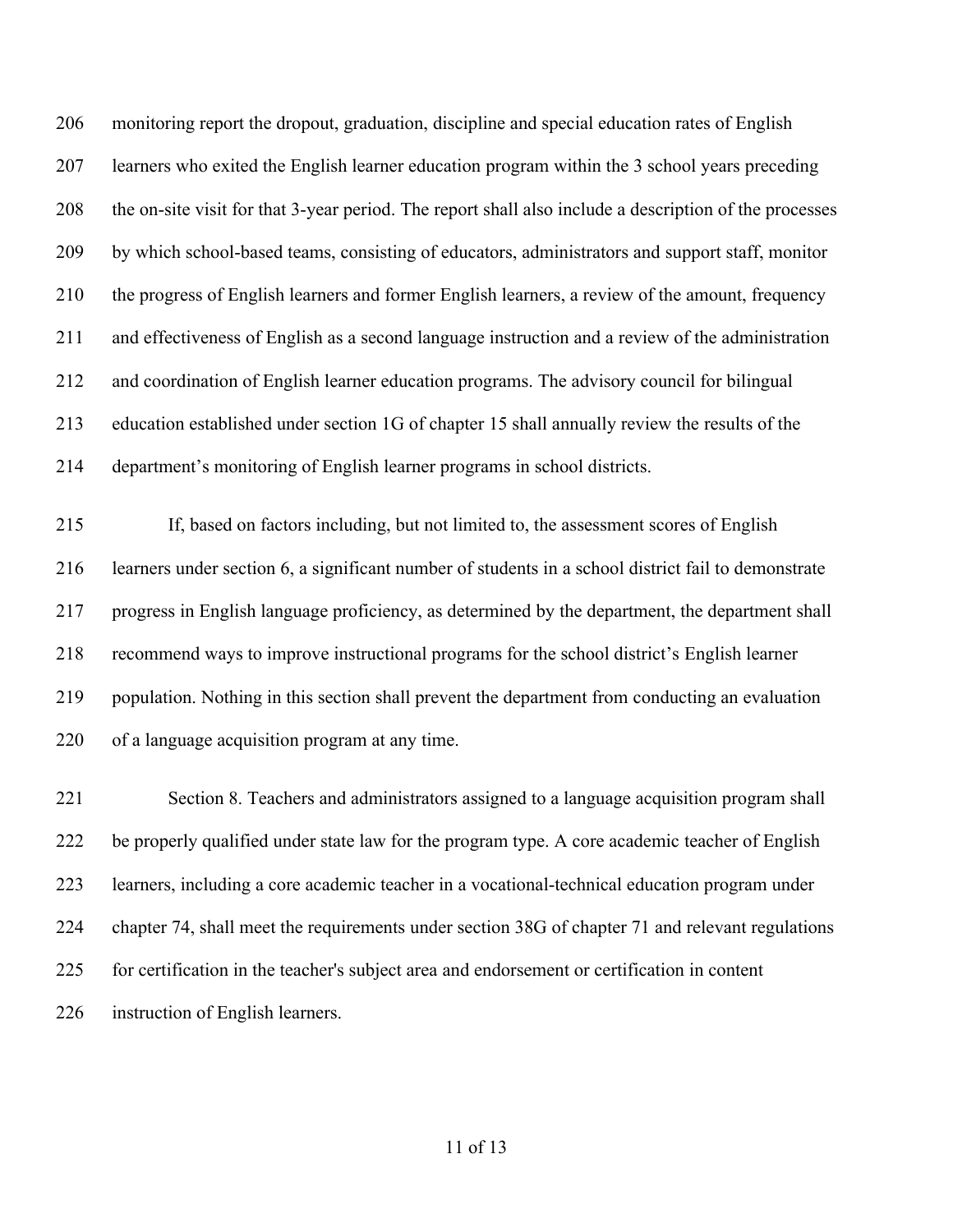monitoring report the dropout, graduation, discipline and special education rates of English learners who exited the English learner education program within the 3 school years preceding the on-site visit for that 3-year period. The report shall also include a description of the processes by which school-based teams, consisting of educators, administrators and support staff, monitor the progress of English learners and former English learners, a review of the amount, frequency and effectiveness of English as a second language instruction and a review of the administration and coordination of English learner education programs. The advisory council for bilingual education established under section 1G of chapter 15 shall annually review the results of the department's monitoring of English learner programs in school districts.

If, based on factors including, but not limited to, the assessment scores of English learners under section 6, a significant number of students in a school district fail to demonstrate progress in English language proficiency, as determined by the department, the department shall recommend ways to improve instructional programs for the school district's English learner population. Nothing in this section shall prevent the department from conducting an evaluation of a language acquisition program at any time.

Section 8. Teachers and administrators assigned to a language acquisition program shall be properly qualified under state law for the program type. A core academic teacher of English learners, including a core academic teacher in a vocational-technical education program under chapter 74, shall meet the requirements under section 38G of chapter 71 and relevant regulations for certification in the teacher's subject area and endorsement or certification in content instruction of English learners.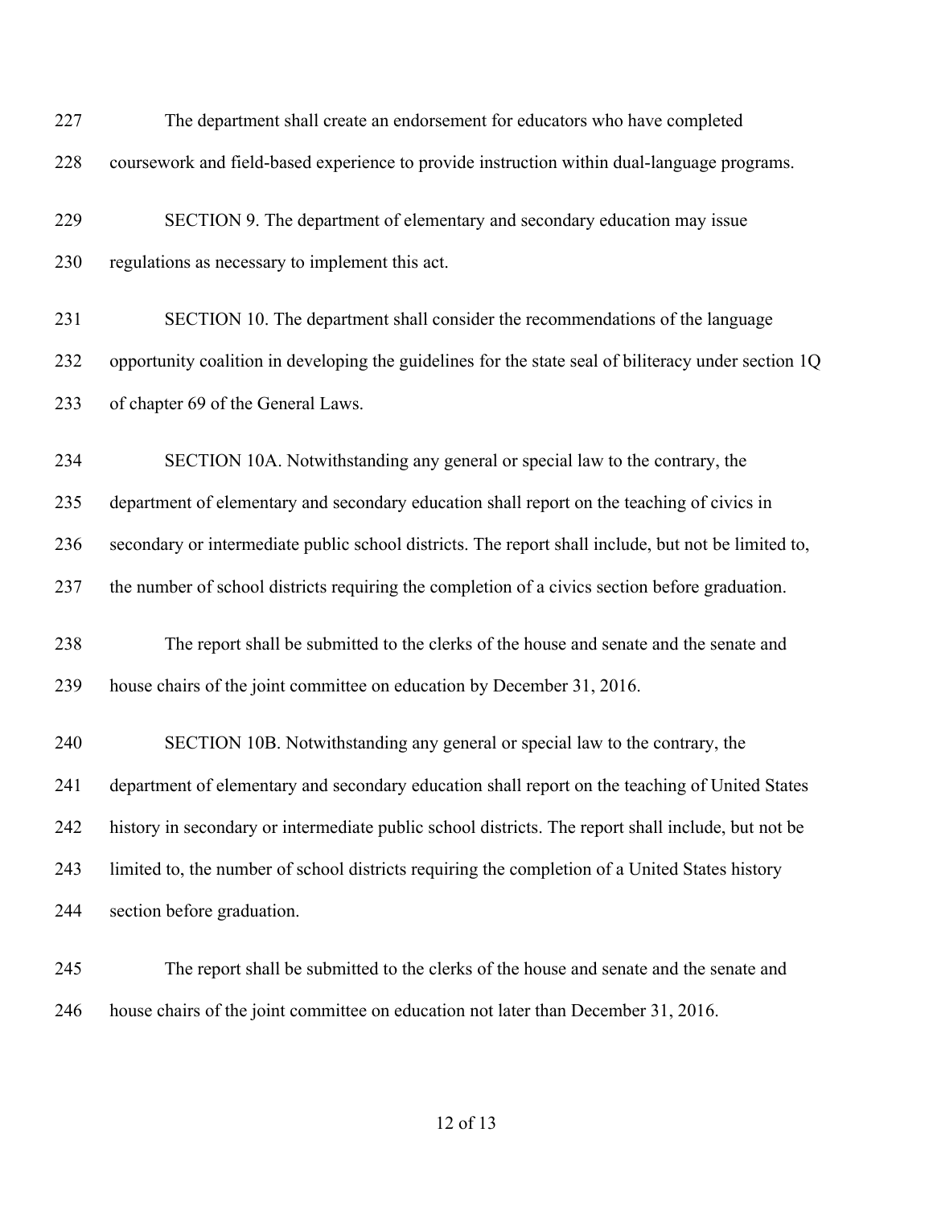The department shall create an endorsement for educators who have completed coursework and field-based experience to provide instruction within dual-language programs.

SECTION 9. The department of elementary and secondary education may issue regulations as necessary to implement this act.

SECTION 10. The department shall consider the recommendations of the language opportunity coalition in developing the guidelines for the state seal of biliteracy under section 1Q of chapter 69 of the General Laws.

SECTION 10A. Notwithstanding any general or special law to the contrary, the department of elementary and secondary education shall report on the teaching of civics in secondary or intermediate public school districts. The report shall include, but not be limited to, the number of school districts requiring the completion of a civics section before graduation.

The report shall be submitted to the clerks of the house and senate and the senate and house chairs of the joint committee on education by December 31, 2016.

SECTION 10B. Notwithstanding any general or special law to the contrary, the department of elementary and secondary education shall report on the teaching of United States history in secondary or intermediate public school districts. The report shall include, but not be limited to, the number of school districts requiring the completion of a United States history section before graduation.

The report shall be submitted to the clerks of the house and senate and the senate and house chairs of the joint committee on education not later than December 31, 2016.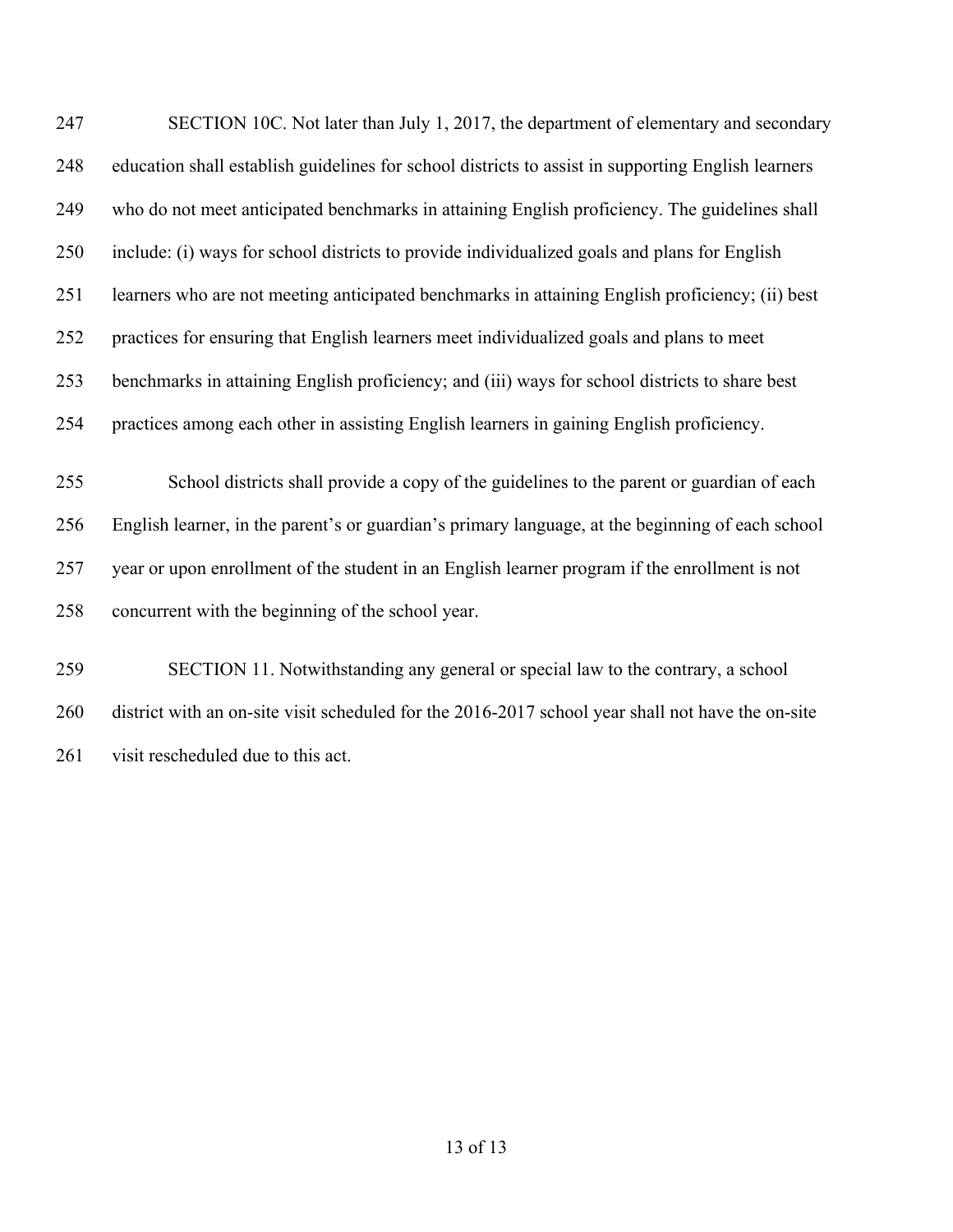SECTION 10C. Not later than July 1, 2017, the department of elementary and secondary education shall establish guidelines for school districts to assist in supporting English learners who do not meet anticipated benchmarks in attaining English proficiency. The guidelines shall include: (i) ways for school districts to provide individualized goals and plans for English learners who are not meeting anticipated benchmarks in attaining English proficiency; (ii) best practices for ensuring that English learners meet individualized goals and plans to meet benchmarks in attaining English proficiency; and (iii) ways for school districts to share best practices among each other in assisting English learners in gaining English proficiency.

School districts shall provide a copy of the guidelines to the parent or guardian of each English learner, in the parent's or guardian's primary language, at the beginning of each school year or upon enrollment of the student in an English learner program if the enrollment is not concurrent with the beginning of the school year.

SECTION 11. Notwithstanding any general or special law to the contrary, a school district with an on-site visit scheduled for the 2016-2017 school year shall not have the on-site visit rescheduled due to this act.